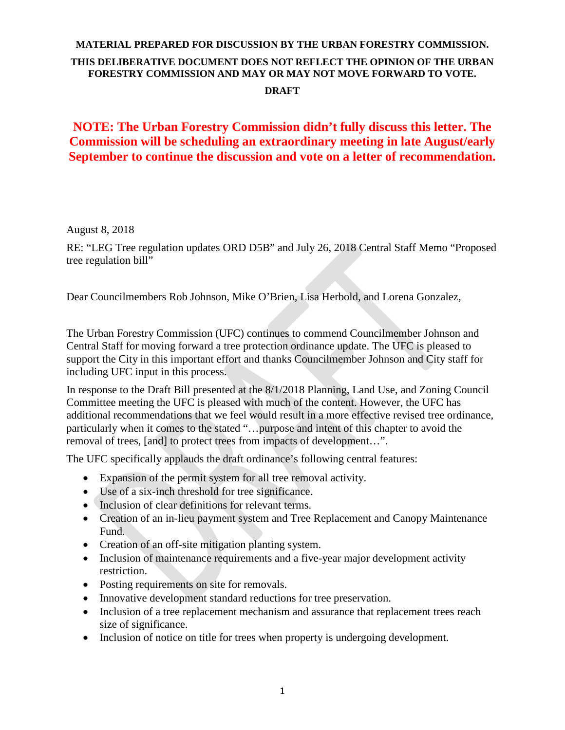**MATERIAL PREPARED FOR DISCUSSION BY THE URBAN FORESTRY COMMISSION.**

**THIS DELIBERATIVE DOCUMENT DOES NOT REFLECT THE OPINION OF THE URBAN FORESTRY COMMISSION AND MAY OR MAY NOT MOVE FORWARD TO VOTE.**

**DRAFT**

**NOTE: The Urban Forestry Commission didn't fully discuss this letter. The Commission will be scheduling an extraordinary meeting in late August/early September to continue the discussion and vote on a letter of recommendation.**

August 8, 2018

RE: "LEG Tree regulation updates ORD D5B" and July 26, 2018 Central Staff Memo "Proposed tree regulation bill"

Dear Councilmembers Rob Johnson, Mike O'Brien, Lisa Herbold, and Lorena Gonzalez,

The Urban Forestry Commission (UFC) continues to commend Councilmember Johnson and Central Staff for moving forward a tree protection ordinance update. The UFC is pleased to support the City in this important effort and thanks Councilmember Johnson and City staff for including UFC input in this process.

In response to the Draft Bill presented at the 8/1/2018 Planning, Land Use, and Zoning Council Committee meeting the UFC is pleased with much of the content. However, the UFC has additional recommendations that we feel would result in a more effective revised tree ordinance, particularly when it comes to the stated "…purpose and intent of this chapter to avoid the removal of trees, [and] to protect trees from impacts of development…".

The UFC specifically applauds the draft ordinance's following central features:

- Expansion of the permit system for all tree removal activity.
- Use of a six-inch threshold for tree significance.
- Inclusion of clear definitions for relevant terms.
- Creation of an in-lieu payment system and Tree Replacement and Canopy Maintenance Fund.
- Creation of an off-site mitigation planting system.
- Inclusion of maintenance requirements and a five-year major development activity restriction.
- Posting requirements on site for removals.
- Innovative development standard reductions for tree preservation.
- Inclusion of a tree replacement mechanism and assurance that replacement trees reach size of significance.
- Inclusion of notice on title for trees when property is undergoing development.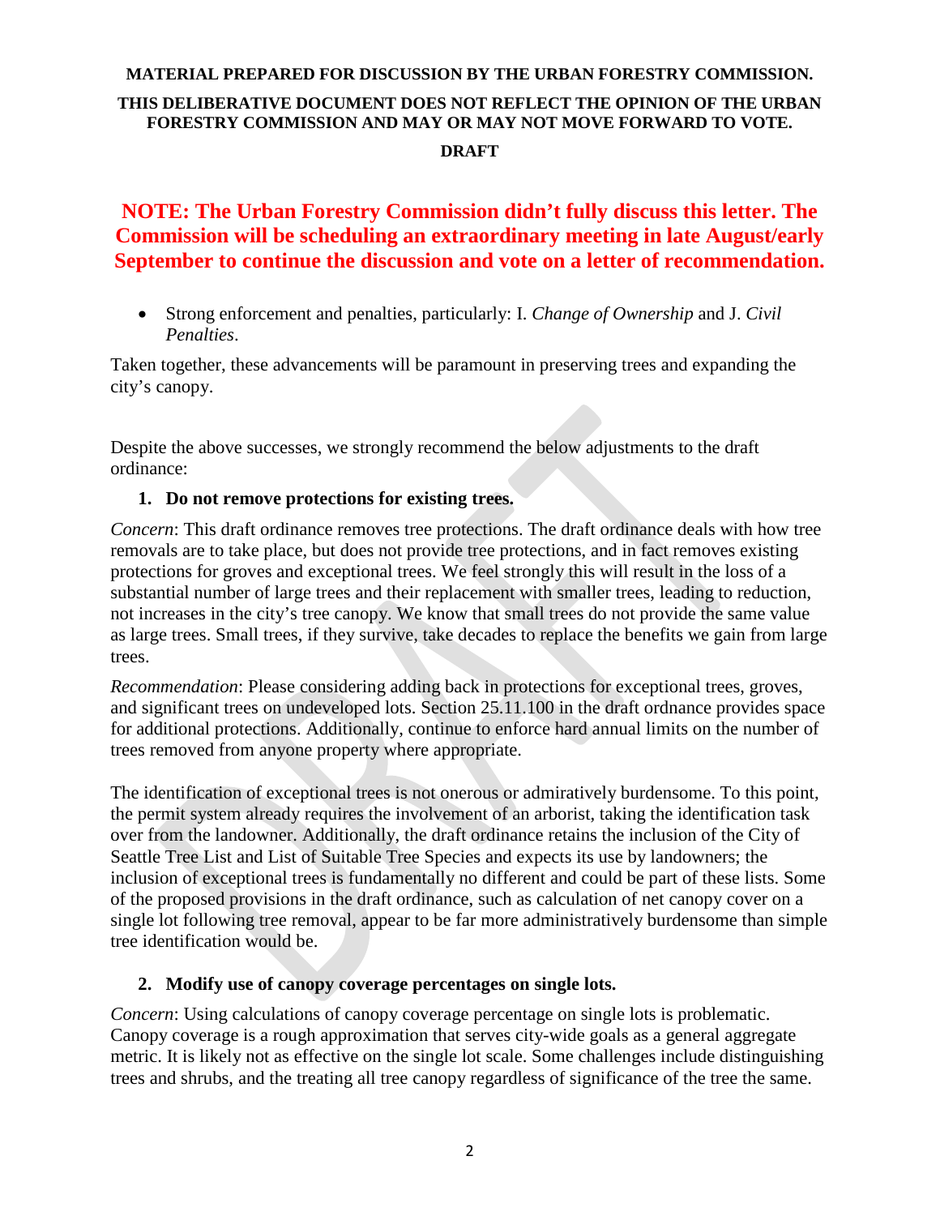**MATERIAL PREPARED FOR DISCUSSION BY THE URBAN FORESTRY COMMISSION.**

**THIS DELIBERATIVE DOCUMENT DOES NOT REFLECT THE OPINION OF THE URBAN FORESTRY COMMISSION AND MAY OR MAY NOT MOVE FORWARD TO VOTE.**

**DRAFT**

**NOTE: The Urban Forestry Commission didn't fully discuss this letter. The Commission will be scheduling an extraordinary meeting in late August/early September to continue the discussion and vote on a letter of recommendation.**

- Strong enforcement and penalties, particularly: I. *Change of Ownership* and J. *Civil Penalties*.

Taken together, these advancements will be paramount in preserving trees and expanding the city's canopy.

Despite the above successes, we strongly recommend the below adjustments to the draft ordinance:

1. **Do not remove protections for existing trees.**

*Concern*: This draft ordinance removes tree protections. The draft ordinance deals with how tree removals are to take place, but does not provide tree protections, and in fact removes existing protections for groves and exceptional trees. We feel strongly this will result in the loss of a substantial number of large trees and their replacement with smaller trees, leading to reduction, not increases in the city's tree canopy. We know that small trees do not provide the same value as large trees. Small trees, if they survive, take decades to replace the benefits we gain from large trees.

*Recommendation*: Please considering adding back in protections for exceptional trees, groves, and significant trees on undeveloped lots. Section 25.11.100 in the draft ordnance provides space for additional protections. Additionally, continue to enforce hard annual limits on the number of trees removed from anyone property where appropriate.

The identification of exceptional trees is not onerous or admiratively burdensome. To this point, the permit system already requires the involvement of an arborist, taking the identification task over from the landowner. Additionally, the draft ordinance retains the inclusion of the City of Seattle Tree List and List of Suitable Tree Species and expects its use by landowners; the inclusion of exceptional trees is fundamentally no different and could be part of these lists. Some of the proposed provisions in the draft ordinance, such as calculation of net canopy cover on a single lot following tree removal, appear to be far more administratively burdensome than simple tree identification would be.

2. **Modify use of canopy coverage percentages on single lots.**

*Concern*: Using calculations of canopy coverage percentage on single lots is problematic. Canopy coverage is a rough approximation that serves city-wide goals as a general aggregate metric. It is likely not as effective on the single lot scale. Some challenges include distinguishing trees and shrubs, and the treating all tree canopy regardless of significance of the tree the same.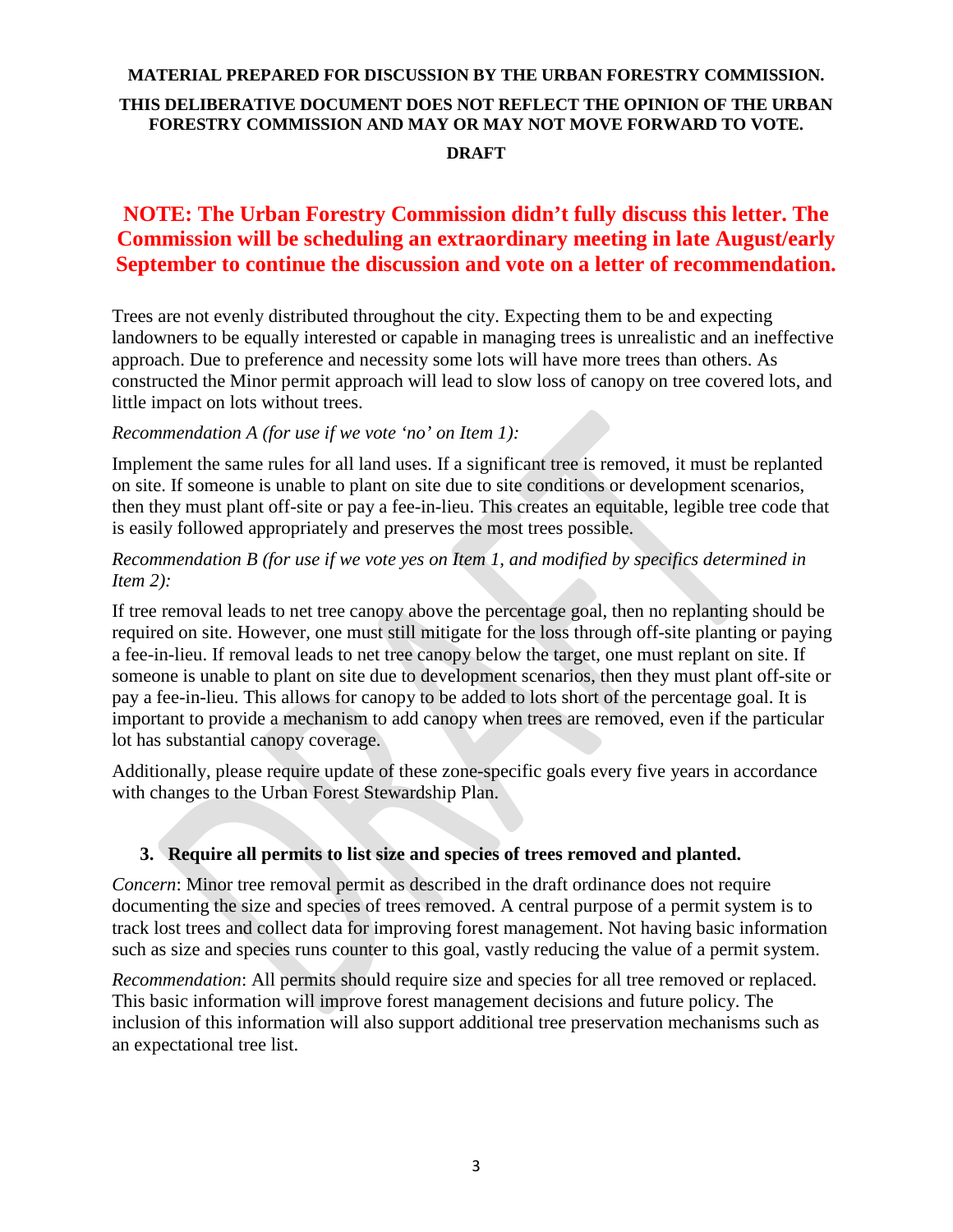**MATERIAL PREPARED FOR DISCUSSION BY THE URBAN FORESTRY COMMISSION.**

**THIS DELIBERATIVE DOCUMENT DOES NOT REFLECT THE OPINION OF THE URBAN FORESTRY COMMISSION AND MAY OR MAY NOT MOVE FORWARD TO VOTE.**

**DRAFT**

**NOTE: The Urban Forestry Commission didn't fully discuss this letter. The Commission will be scheduling an extraordinary meeting in late August/early September to continue the discussion and vote on a letter of recommendation.**

Trees are not evenly distributed throughout the city. Expecting them to be and expecting landowners to be equally interested or capable in managing trees is unrealistic and an ineffective approach. Due to preference and necessity some lots will have more trees than others. As constructed the Minor permit approach will lead to slow loss of canopy on tree covered lots, and little impact on lots without trees.

*Recommendation A (for use if we vote 'no' on Item 1):*

Implement the same rules for all land uses. If a significant tree is removed, it must be replanted on site. If someone is unable to plant on site due to site conditions or development scenarios, then they must plant off-site or pay a fee-in-lieu. This creates an equitable, legible tree code that is easily followed appropriately and preserves the most trees possible.

*Recommendation B (for use if we vote yes on Item 1, and modified by specifics determined in Item 2):*

If tree removal leads to net tree canopy above the percentage goal, then no replanting should be required on site. However, one must still mitigate for the loss through off-site planting or paying a fee-in-lieu. If removal leads to net tree canopy below the target, one must replant on site. If someone is unable to plant on site due to development scenarios, then they must plant off-site or pay a fee-in-lieu. This allows for canopy to be added to lots short of the percentage goal. It is important to provide a mechanism to add canopy when trees are removed, even if the particular lot has substantial canopy coverage.

Additionally, please require update of these zone-specific goals every five years in accordance with changes to the Urban Forest Stewardship Plan.

3. **Require all permits to list size and species of trees removed and planted.**

*Concern*: Minor tree removal permit as described in the draft ordinance does not require documenting the size and species of trees removed. A central purpose of a permit system is to track lost trees and collect data for improving forest management. Not having basic information such as size and species runs counter to this goal, vastly reducing the value of a permit system.

*Recommendation*: All permits should require size and species for all tree removed or replaced. This basic information will improve forest management decisions and future policy. The inclusion of this information will also support additional tree preservation mechanisms such as an expectational tree list.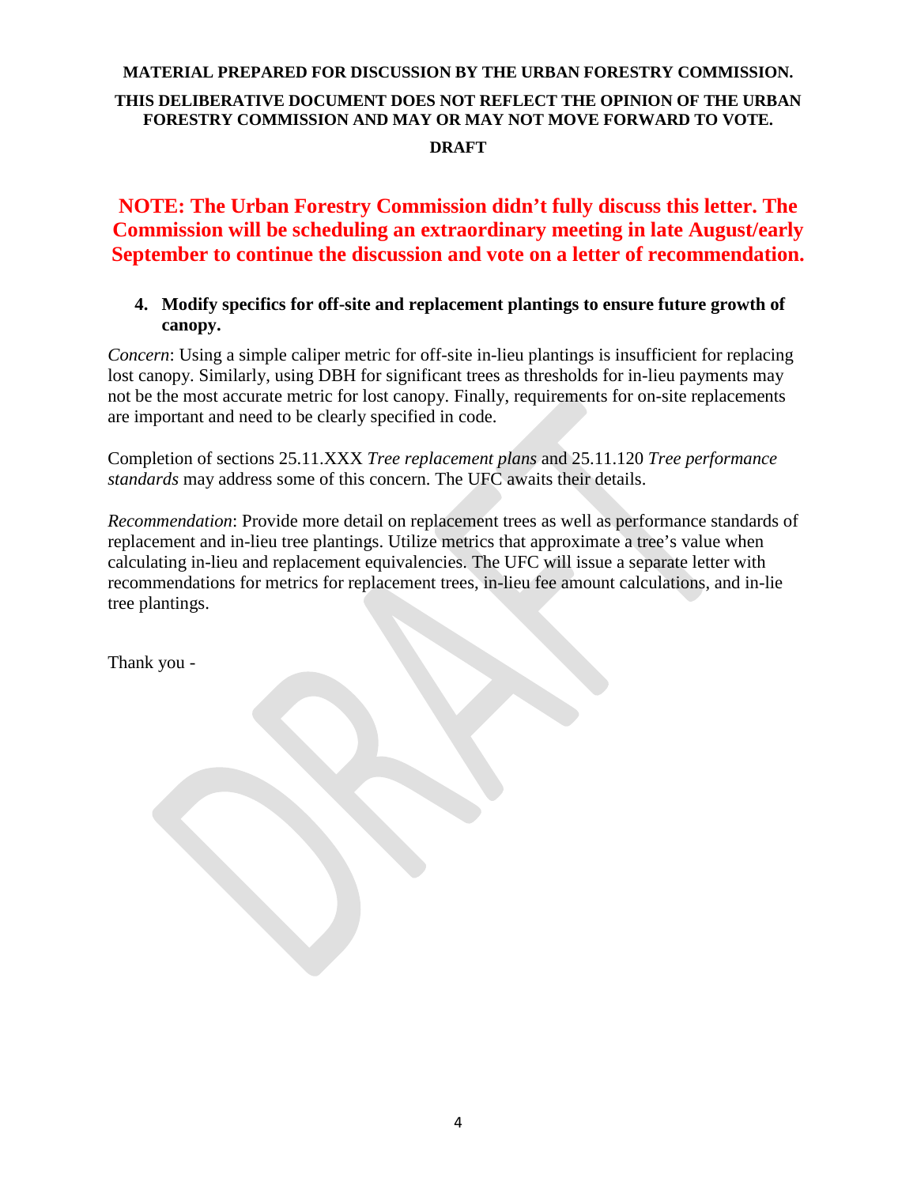**MATERIAL PREPARED FOR DISCUSSION BY THE URBAN FORESTRY COMMISSION.**

**THIS DELIBERATIVE DOCUMENT DOES NOT REFLECT THE OPINION OF THE URBAN FORESTRY COMMISSION AND MAY OR MAY NOT MOVE FORWARD TO VOTE.**

**DRAFT**

**NOTE: The Urban Forestry Commission didn't fully discuss this letter. The Commission will be scheduling an extraordinary meeting in late August/early September to continue the discussion and vote on a letter of recommendation.**

4. **Modify specifics for off-site and replacement plantings to ensure future growth of canopy.**

*Concern*: Using a simple caliper metric for off-site in-lieu plantings is insufficient for replacing lost canopy. Similarly, using DBH for significant trees as thresholds for in-lieu payments may not be the most accurate metric for lost canopy. Finally, requirements for on-site replacements are important and need to be clearly specified in code.

Completion of sections 25.11.XXX *Tree replacement plans* and 25.11.120 *Tree performance standards* may address some of this concern. The UFC awaits their details.

*Recommendation*: Provide more detail on replacement trees as well as performance standards of replacement and in-lieu tree plantings. Utilize metrics that approximate a tree's value when calculating in-lieu and replacement equivalencies. The UFC will issue a separate letter with recommendations for metrics for replacement trees, in-lieu fee amount calculations, and in-lie tree plantings.

Thank you -